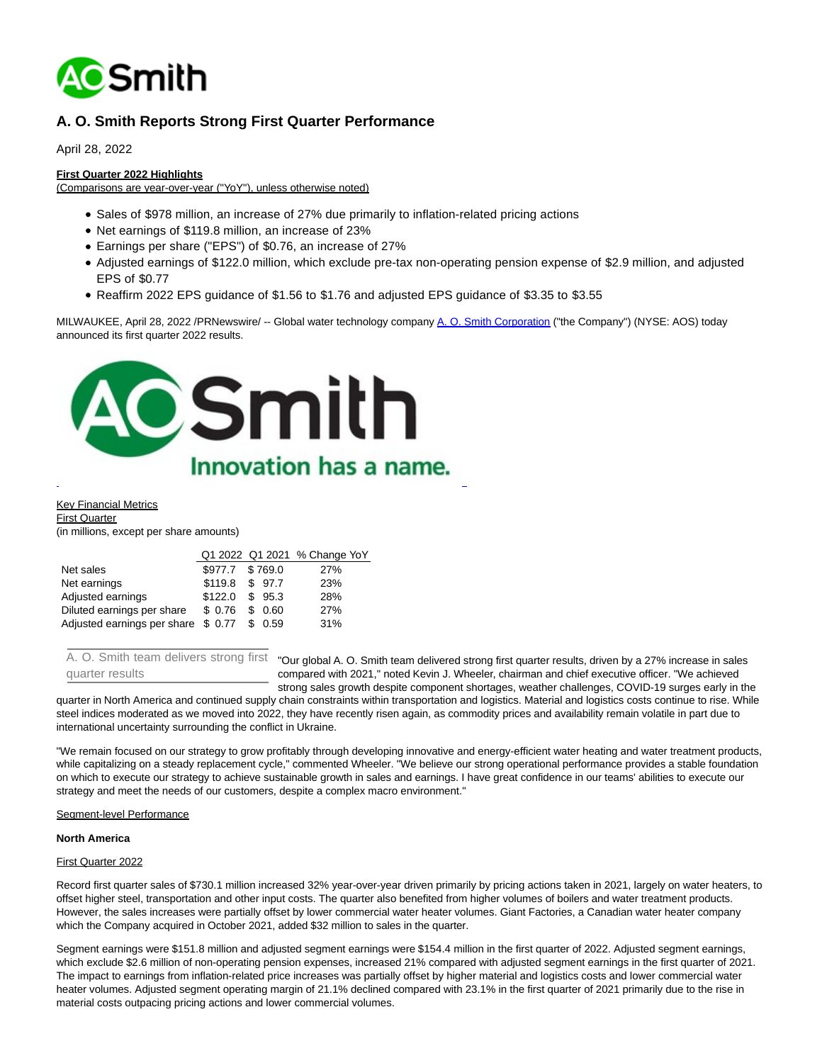# A. O. Smith Reports Strong First Quarter Performance

April 28, 2022

**First Quarter 2022 Highlights**
(Comparisons are year-over-year ("YoY"), unless otherwise noted)

- Sales of $978 million, an increase of 27% due primarily to inflation-related pricing actions
- Net earnings of $119.8 million, an increase of 23%
- Earnings per share ("EPS") of $0.76, an increase of 27%
- Adjusted earnings of $122.0 million, which exclude pre-tax non-operating pension expense of $2.9 million, and adjusted EPS of $0.77
- Reaffirm 2022 EPS guidance of $1.56 to $1.76 and adjusted EPS guidance of $3.35 to $3.55

MILWAUKEE, April 28, 2022 /PRNewswire/ -- Global water technology company A. O. Smith Corporation ("the Company") (NYSE: AOS) today announced its first quarter 2022 results.

Key Financial Metrics
First Quarter
(in millions, except per share amounts)

| | Q1 2022 | Q1 2021 | % Change YoY |
|---|---|---|---|
| Net sales | $977.7 | $ 769.0 | 27% |
| Net earnings | $119.8 | $ 97.7 | 23% |
| Adjusted earnings | $122.0 | $ 95.3 | 28% |
| Diluted earnings per share | $ 0.76 | $ 0.60 | 27% |
| Adjusted earnings per share | $ 0.77 | $ 0.59 | 31% |

A. O. Smith team delivers strong first quarter results

"Our global A. O. Smith team delivered strong first quarter results, driven by a 27% increase in sales compared with 2021," noted Kevin J. Wheeler, chairman and chief executive officer. "We achieved strong sales growth despite component shortages, weather challenges, COVID-19 surges early in the quarter in North America and continued supply chain constraints within transportation and logistics. Material and logistics costs continue to rise. While steel indices moderated as we moved into 2022, they have recently risen again, as commodity prices and availability remain volatile in part due to international uncertainty surrounding the conflict in Ukraine.

"We remain focused on our strategy to grow profitably through developing innovative and energy-efficient water heating and water treatment products, while capitalizing on a steady replacement cycle," commented Wheeler. "We believe our strong operational performance provides a stable foundation on which to execute our strategy to achieve sustainable growth in sales and earnings. I have great confidence in our teams' abilities to execute our strategy and meet the needs of our customers, despite a complex macro environment."

Segment-level Performance

**North America**

First Quarter 2022

Record first quarter sales of $730.1 million increased 32% year-over-year driven primarily by pricing actions taken in 2021, largely on water heaters, to offset higher steel, transportation and other input costs. The quarter also benefited from higher volumes of boilers and water treatment products. However, the sales increases were partially offset by lower commercial water heater volumes. Giant Factories, a Canadian water heater company which the Company acquired in October 2021, added $32 million to sales in the quarter.

Segment earnings were $151.8 million and adjusted segment earnings were $154.4 million in the first quarter of 2022. Adjusted segment earnings, which exclude $2.6 million of non-operating pension expenses, increased 21% compared with adjusted segment earnings in the first quarter of 2021. The impact to earnings from inflation-related price increases was partially offset by higher material and logistics costs and lower commercial water heater volumes. Adjusted segment operating margin of 21.1% declined compared with 23.1% in the first quarter of 2021 primarily due to the rise in material costs outpacing pricing actions and lower commercial volumes.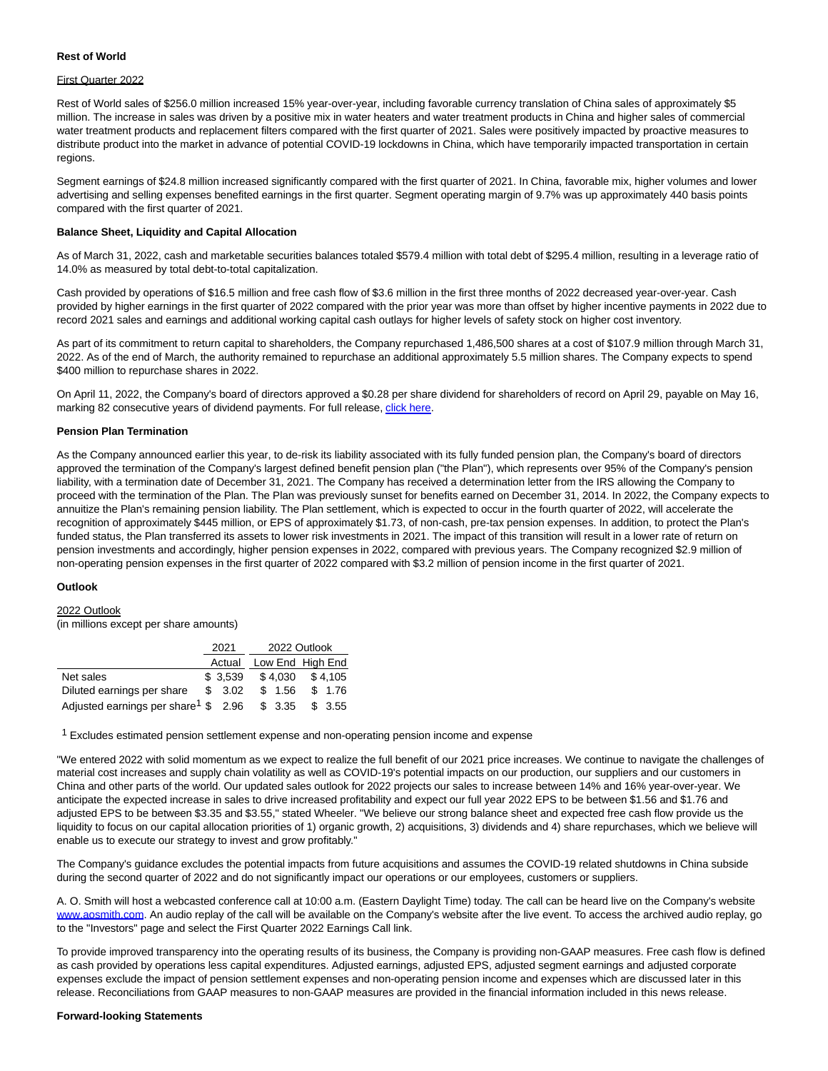**Rest of World**

First Quarter 2022

Rest of World sales of $256.0 million increased 15% year-over-year, including favorable currency translation of China sales of approximately $5 million. The increase in sales was driven by a positive mix in water heaters and water treatment products in China and higher sales of commercial water treatment products and replacement filters compared with the first quarter of 2021. Sales were positively impacted by proactive measures to distribute product into the market in advance of potential COVID-19 lockdowns in China, which have temporarily impacted transportation in certain regions.

Segment earnings of $24.8 million increased significantly compared with the first quarter of 2021. In China, favorable mix, higher volumes and lower advertising and selling expenses benefited earnings in the first quarter. Segment operating margin of 9.7% was up approximately 440 basis points compared with the first quarter of 2021.

**Balance Sheet, Liquidity and Capital Allocation**

As of March 31, 2022, cash and marketable securities balances totaled $579.4 million with total debt of $295.4 million, resulting in a leverage ratio of 14.0% as measured by total debt-to-total capitalization.

Cash provided by operations of $16.5 million and free cash flow of $3.6 million in the first three months of 2022 decreased year-over-year. Cash provided by higher earnings in the first quarter of 2022 compared with the prior year was more than offset by higher incentive payments in 2022 due to record 2021 sales and earnings and additional working capital cash outlays for higher levels of safety stock on higher cost inventory.

As part of its commitment to return capital to shareholders, the Company repurchased 1,486,500 shares at a cost of $107.9 million through March 31, 2022. As of the end of March, the authority remained to repurchase an additional approximately 5.5 million shares. The Company expects to spend $400 million to repurchase shares in 2022.

On April 11, 2022, the Company's board of directors approved a $0.28 per share dividend for shareholders of record on April 29, payable on May 16, marking 82 consecutive years of dividend payments. For full release, click here.

**Pension Plan Termination**

As the Company announced earlier this year, to de-risk its liability associated with its fully funded pension plan, the Company's board of directors approved the termination of the Company's largest defined benefit pension plan ("the Plan"), which represents over 95% of the Company's pension liability, with a termination date of December 31, 2021. The Company has received a determination letter from the IRS allowing the Company to proceed with the termination of the Plan. The Plan was previously sunset for benefits earned on December 31, 2014. In 2022, the Company expects to annuitize the Plan's remaining pension liability. The Plan settlement, which is expected to occur in the fourth quarter of 2022, will accelerate the recognition of approximately $445 million, or EPS of approximately $1.73, of non-cash, pre-tax pension expenses. In addition, to protect the Plan's funded status, the Plan transferred its assets to lower risk investments in 2021. The impact of this transition will result in a lower rate of return on pension investments and accordingly, higher pension expenses in 2022, compared with previous years. The Company recognized $2.9 million of non-operating pension expenses in the first quarter of 2022 compared with $3.2 million of pension income in the first quarter of 2021.

**Outlook**

2022 Outlook
(in millions except per share amounts)

| | 2021 | 2022 Outlook | |
|---|---|---|---|
| | Actual | Low End | High End |
| Net sales | $ 3,539 | $ 4,030 | $ 4,105 |
| Diluted earnings per share | $ 3.02 | $ 1.56 | $ 1.76 |
| Adjusted earnings per share[1] | $ 2.96 | $ 3.35 | $ 3.55 |

[1] Excludes estimated pension settlement expense and non-operating pension income and expense

"We entered 2022 with solid momentum as we expect to realize the full benefit of our 2021 price increases. We continue to navigate the challenges of material cost increases and supply chain volatility as well as COVID-19's potential impacts on our production, our suppliers and our customers in China and other parts of the world. Our updated sales outlook for 2022 projects our sales to increase between 14% and 16% year-over-year. We anticipate the expected increase in sales to drive increased profitability and expect our full year 2022 EPS to be between $1.56 and $1.76 and adjusted EPS to be between $3.35 and $3.55," stated Wheeler. "We believe our strong balance sheet and expected free cash flow provide us the liquidity to focus on our capital allocation priorities of 1) organic growth, 2) acquisitions, 3) dividends and 4) share repurchases, which we believe will enable us to execute our strategy to invest and grow profitably."

The Company's guidance excludes the potential impacts from future acquisitions and assumes the COVID-19 related shutdowns in China subside during the second quarter of 2022 and do not significantly impact our operations or our employees, customers or suppliers.

A. O. Smith will host a webcasted conference call at 10:00 a.m. (Eastern Daylight Time) today. The call can be heard live on the Company's website www.aosmith.com. An audio replay of the call will be available on the Company's website after the live event. To access the archived audio replay, go to the "Investors" page and select the First Quarter 2022 Earnings Call link.

To provide improved transparency into the operating results of its business, the Company is providing non-GAAP measures. Free cash flow is defined as cash provided by operations less capital expenditures. Adjusted earnings, adjusted EPS, adjusted segment earnings and adjusted corporate expenses exclude the impact of pension settlement expenses and non-operating pension income and expenses which are discussed later in this release. Reconciliations from GAAP measures to non-GAAP measures are provided in the financial information included in this news release.

**Forward-looking Statements**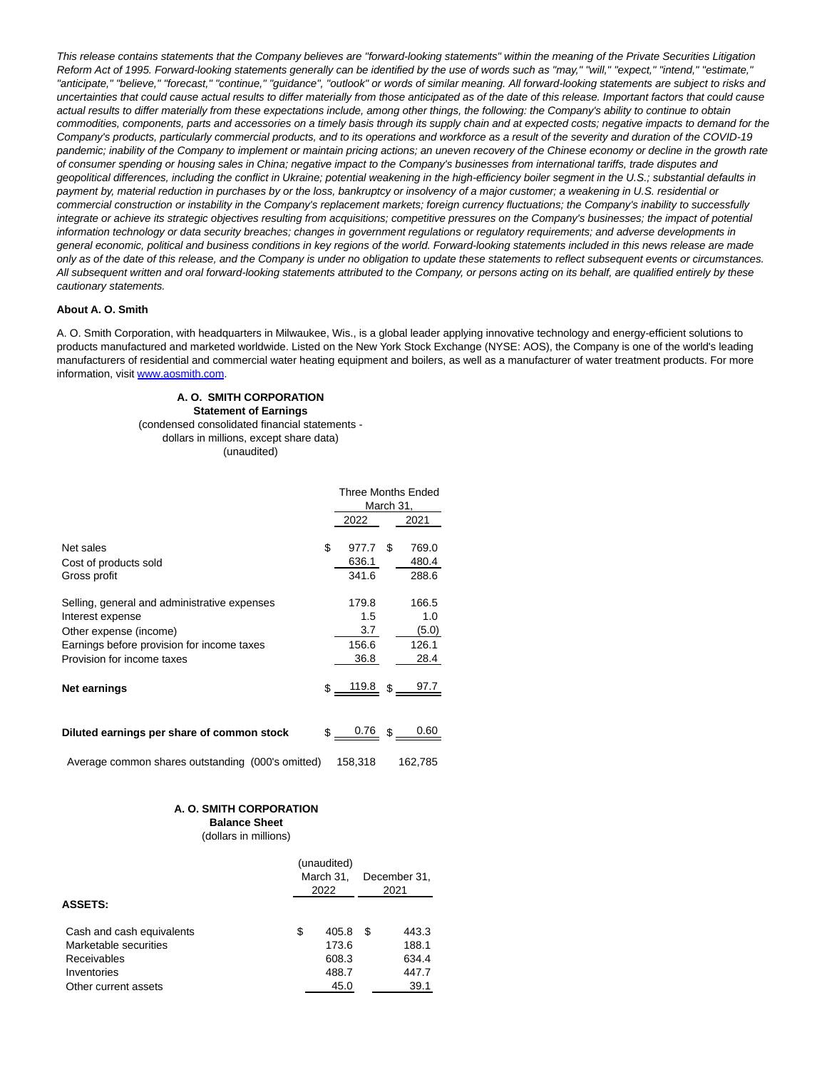*This release contains statements that the Company believes are "forward-looking statements" within the meaning of the Private Securities Litigation Reform Act of 1995. Forward-looking statements generally can be identified by the use of words such as "may," "will," "expect," "intend," "estimate," "anticipate," "believe," "forecast," "continue," "guidance", "outlook" or words of similar meaning. All forward-looking statements are subject to risks and uncertainties that could cause actual results to differ materially from those anticipated as of the date of this release. Important factors that could cause actual results to differ materially from these expectations include, among other things, the following: the Company's ability to continue to obtain commodities, components, parts and accessories on a timely basis through its supply chain and at expected costs; negative impacts to demand for the Company's products, particularly commercial products, and to its operations and workforce as a result of the severity and duration of the COVID-19 pandemic; inability of the Company to implement or maintain pricing actions; an uneven recovery of the Chinese economy or decline in the growth rate of consumer spending or housing sales in China; negative impact to the Company's businesses from international tariffs, trade disputes and geopolitical differences, including the conflict in Ukraine; potential weakening in the high-efficiency boiler segment in the U.S.; substantial defaults in payment by, material reduction in purchases by or the loss, bankruptcy or insolvency of a major customer; a weakening in U.S. residential or commercial construction or instability in the Company's replacement markets; foreign currency fluctuations; the Company's inability to successfully integrate or achieve its strategic objectives resulting from acquisitions; competitive pressures on the Company's businesses; the impact of potential information technology or data security breaches; changes in government regulations or regulatory requirements; and adverse developments in general economic, political and business conditions in key regions of the world. Forward-looking statements included in this news release are made only as of the date of this release, and the Company is under no obligation to update these statements to reflect subsequent events or circumstances. All subsequent written and oral forward-looking statements attributed to the Company, or persons acting on its behalf, are qualified entirely by these cautionary statements.*

**About A. O. Smith**

A. O. Smith Corporation, with headquarters in Milwaukee, Wis., is a global leader applying innovative technology and energy-efficient solutions to products manufactured and marketed worldwide. Listed on the New York Stock Exchange (NYSE: AOS), the Company is one of the world's leading manufacturers of residential and commercial water heating equipment and boilers, as well as a manufacturer of water treatment products. For more information, visit [www.aosmith.com](www.aosmith.com).

**A. O. SMITH CORPORATION**
**Statement of Earnings**
(condensed consolidated financial statements - dollars in millions, except share data)
(unaudited)

| | Three Months Ended March 31, 2022 | Three Months Ended March 31, 2021 |
|---|---|---|
| Net sales | $ 977.7 | $ 769.0 |
| Cost of products sold | 636.1 | 480.4 |
| Gross profit | 341.6 | 288.6 |
| Selling, general and administrative expenses | 179.8 | 166.5 |
| Interest expense | 1.5 | 1.0 |
| Other expense (income) | 3.7 | (5.0) |
| Earnings before provision for income taxes | 156.6 | 126.1 |
| Provision for income taxes | 36.8 | 28.4 |
| **Net earnings** | $ 119.8 | $ 97.7 |
| **Diluted earnings per share of common stock** | $ 0.76 | $ 0.60 |
| Average common shares outstanding (000's omitted) | 158,318 | 162,785 |

**A. O. SMITH CORPORATION**
**Balance Sheet**
(dollars in millions)

| | (unaudited) March 31, 2022 | December 31, 2021 |
|---|---|---|
| **ASSETS:** | | |
| Cash and cash equivalents | $ 405.8 | $ 443.3 |
| Marketable securities | 173.6 | 188.1 |
| Receivables | 608.3 | 634.4 |
| Inventories | 488.7 | 447.7 |
| Other current assets | 45.0 | 39.1 |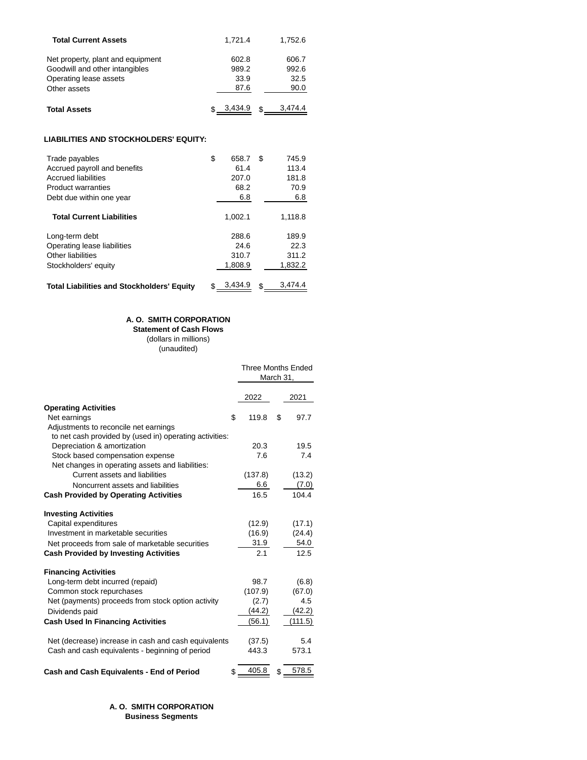| | | |
|---|---|---|
| **Total Current Assets** | 1,721.4 | 1,752.6 |
| Net property, plant and equipment | 602.8 | 606.7 |
| Goodwill and other intangibles | 989.2 | 992.6 |
| Operating lease assets | 33.9 | 32.5 |
| Other assets | 87.6 | 90.0 |
| **Total Assets** | $ 3,434.9 | $ 3,474.4 |

**LIABILITIES AND STOCKHOLDERS' EQUITY:**

| | | |
|---|---|---|
| Trade payables | $ 658.7 | $ 745.9 |
| Accrued payroll and benefits | 61.4 | 113.4 |
| Accrued liabilities | 207.0 | 181.8 |
| Product warranties | 68.2 | 70.9 |
| Debt due within one year | 6.8 | 6.8 |
| **Total Current Liabilities** | 1,002.1 | 1,118.8 |
| Long-term debt | 288.6 | 189.9 |
| Operating lease liabilities | 24.6 | 22.3 |
| Other liabilities | 310.7 | 311.2 |
| Stockholders' equity | 1,808.9 | 1,832.2 |
| **Total Liabilities and Stockholders' Equity** | $ 3,434.9 | $ 3,474.4 |

**A. O. SMITH CORPORATION**
**Statement of Cash Flows**
(dollars in millions)
(unaudited)

| | Three Months Ended March 31, | |
|---|---|---|
| | 2022 | 2021 |
| **Operating Activities** | | |
| Net earnings | $ 119.8 | $ 97.7 |
| Adjustments to reconcile net earnings to net cash provided by (used in) operating activities: | | |
| Depreciation & amortization | 20.3 | 19.5 |
| Stock based compensation expense | 7.6 | 7.4 |
| Net changes in operating assets and liabilities: | | |
| Current assets and liabilities | (137.8) | (13.2) |
| Noncurrent assets and liabilities | 6.6 | (7.0) |
| **Cash Provided by Operating Activities** | 16.5 | 104.4 |
| **Investing Activities** | | |
| Capital expenditures | (12.9) | (17.1) |
| Investment in marketable securities | (16.9) | (24.4) |
| Net proceeds from sale of marketable securities | 31.9 | 54.0 |
| **Cash Provided by Investing Activities** | 2.1 | 12.5 |
| **Financing Activities** | | |
| Long-term debt incurred (repaid) | 98.7 | (6.8) |
| Common stock repurchases | (107.9) | (67.0) |
| Net (payments) proceeds from stock option activity | (2.7) | 4.5 |
| Dividends paid | (44.2) | (42.2) |
| **Cash Used In Financing Activities** | (56.1) | (111.5) |
| Net (decrease) increase in cash and cash equivalents | (37.5) | 5.4 |
| Cash and cash equivalents - beginning of period | 443.3 | 573.1 |
| **Cash and Cash Equivalents - End of Period** | $ 405.8 | $ 578.5 |

**A. O. SMITH CORPORATION**
**Business Segments**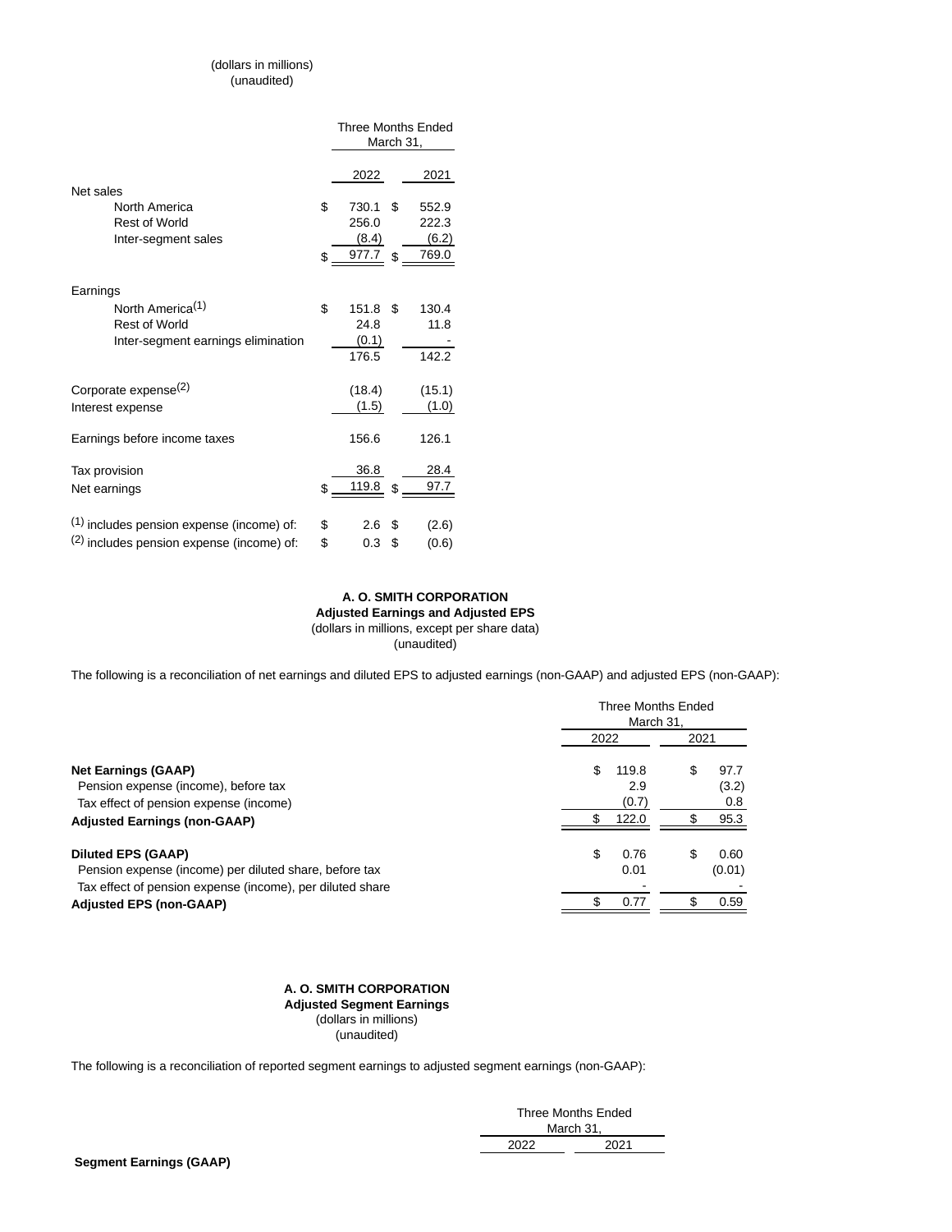(dollars in millions)
(unaudited)

| | Three Months Ended March 31, | |
|---|---|---|
| | 2022 | 2021 |
| **Net sales** | | |
| North America | $ 730.1 | $ 552.9 |
| Rest of World | 256.0 | 222.3 |
| Inter-segment sales | (8.4) | (6.2) |
| | $ 977.7 | $ 769.0 |
| **Earnings** | | |
| North America[1] | $ 151.8 | $ 130.4 |
| Rest of World | 24.8 | 11.8 |
| Inter-segment earnings elimination | (0.1) | - |
| | 176.5 | 142.2 |
| Corporate expense[2] | (18.4) | (15.1) |
| Interest expense | (1.5) | (1.0) |
| Earnings before income taxes | 156.6 | 126.1 |
| Tax provision | 36.8 | 28.4 |
| Net earnings | $ 119.8 | $ 97.7 |
| [1] includes pension expense (income) of: | $ 2.6 | $ (2.6) |
| [2] includes pension expense (income) of: | $ 0.3 | $ (0.6) |

## A. O. SMITH CORPORATION
### Adjusted Earnings and Adjusted EPS
(dollars in millions, except per share data)
(unaudited)

The following is a reconciliation of net earnings and diluted EPS to adjusted earnings (non-GAAP) and adjusted EPS (non-GAAP):

| | Three Months Ended March 31, | |
|---|---|---|
| | 2022 | 2021 |
| **Net Earnings (GAAP)** | $ 119.8 | $ 97.7 |
| Pension expense (income), before tax | 2.9 | (3.2) |
| Tax effect of pension expense (income) | (0.7) | 0.8 |
| **Adjusted Earnings (non-GAAP)** | $ 122.0 | $ 95.3 |
| **Diluted EPS (GAAP)** | $ 0.76 | $ 0.60 |
| Pension expense (income) per diluted share, before tax | 0.01 | (0.01) |
| Tax effect of pension expense (income), per diluted share | - | - |
| **Adjusted EPS (non-GAAP)** | $ 0.77 | $ 0.59 |

## A. O. SMITH CORPORATION
### Adjusted Segment Earnings
(dollars in millions)
(unaudited)

The following is a reconciliation of reported segment earnings to adjusted segment earnings (non-GAAP):

| | Three Months Ended March 31, | |
|---|---|---|
| | 2022 | 2021 |
| **Segment Earnings (GAAP)** | | |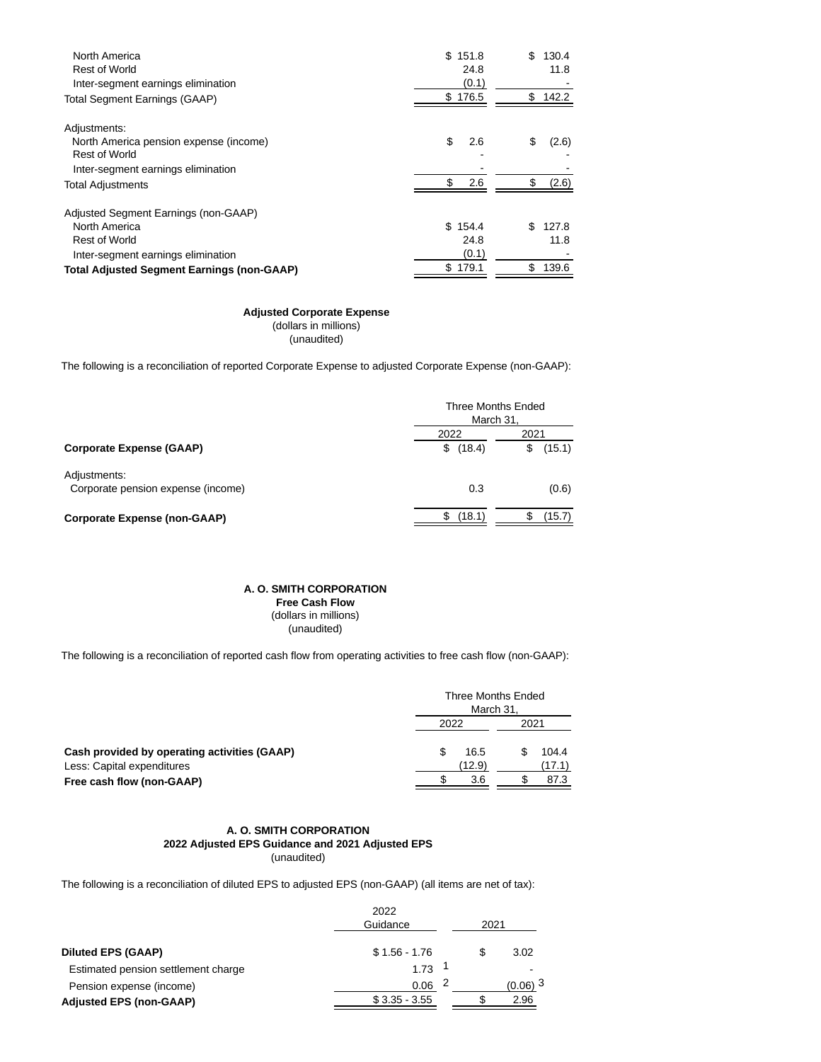| | | |
|---|---|---|
| North America | $ 151.8 | $ 130.4 |
| Rest of World | 24.8 | 11.8 |
| Inter-segment earnings elimination | (0.1) | - |
| Total Segment Earnings (GAAP) | $ 176.5 | $ 142.2 |
| | | |
| Adjustments: | | |
| North America pension expense (income) | $ 2.6 | $ (2.6) |
| Rest of World | - | - |
| Inter-segment earnings elimination | - | - |
| Total Adjustments | $ 2.6 | $ (2.6) |
| | | |
| Adjusted Segment Earnings (non-GAAP) | | |
| North America | $ 154.4 | $ 127.8 |
| Rest of World | 24.8 | 11.8 |
| Inter-segment earnings elimination | (0.1) | - |
| **Total Adjusted Segment Earnings (non-GAAP)** | $ 179.1 | $ 139.6 |

**Adjusted Corporate Expense**
(dollars in millions)
(unaudited)

The following is a reconciliation of reported Corporate Expense to adjusted Corporate Expense (non-GAAP):

| | Three Months Ended March 31, | |
|---|---|---|
| | 2022 | 2021 |
| **Corporate Expense (GAAP)** | $ (18.4) | $ (15.1) |
| Adjustments: | | |
| Corporate pension expense (income) | 0.3 | (0.6) |
| **Corporate Expense (non-GAAP)** | $ (18.1) | $ (15.7) |

**A. O. SMITH CORPORATION**
**Free Cash Flow**
(dollars in millions)
(unaudited)

The following is a reconciliation of reported cash flow from operating activities to free cash flow (non-GAAP):

| | Three Months Ended March 31, | |
|---|---|---|
| | 2022 | 2021 |
| **Cash provided by operating activities (GAAP)** | $ 16.5 | $ 104.4 |
| Less: Capital expenditures | (12.9) | (17.1) |
| **Free cash flow (non-GAAP)** | $ 3.6 | $ 87.3 |

**A. O. SMITH CORPORATION**
**2022 Adjusted EPS Guidance and 2021 Adjusted EPS**
(unaudited)

The following is a reconciliation of diluted EPS to adjusted EPS (non-GAAP) (all items are net of tax):

| | 2022 Guidance | 2021 |
|---|---|---|
| **Diluted EPS (GAAP)** | $ 1.56 - 1.76 | $ 3.02 |
| Estimated pension settlement charge | 1.73 [1] | - |
| Pension expense (income) | 0.06 [2] | (0.06) [3] |
| **Adjusted EPS (non-GAAP)** | $ 3.35 - 3.55 | $ 2.96 |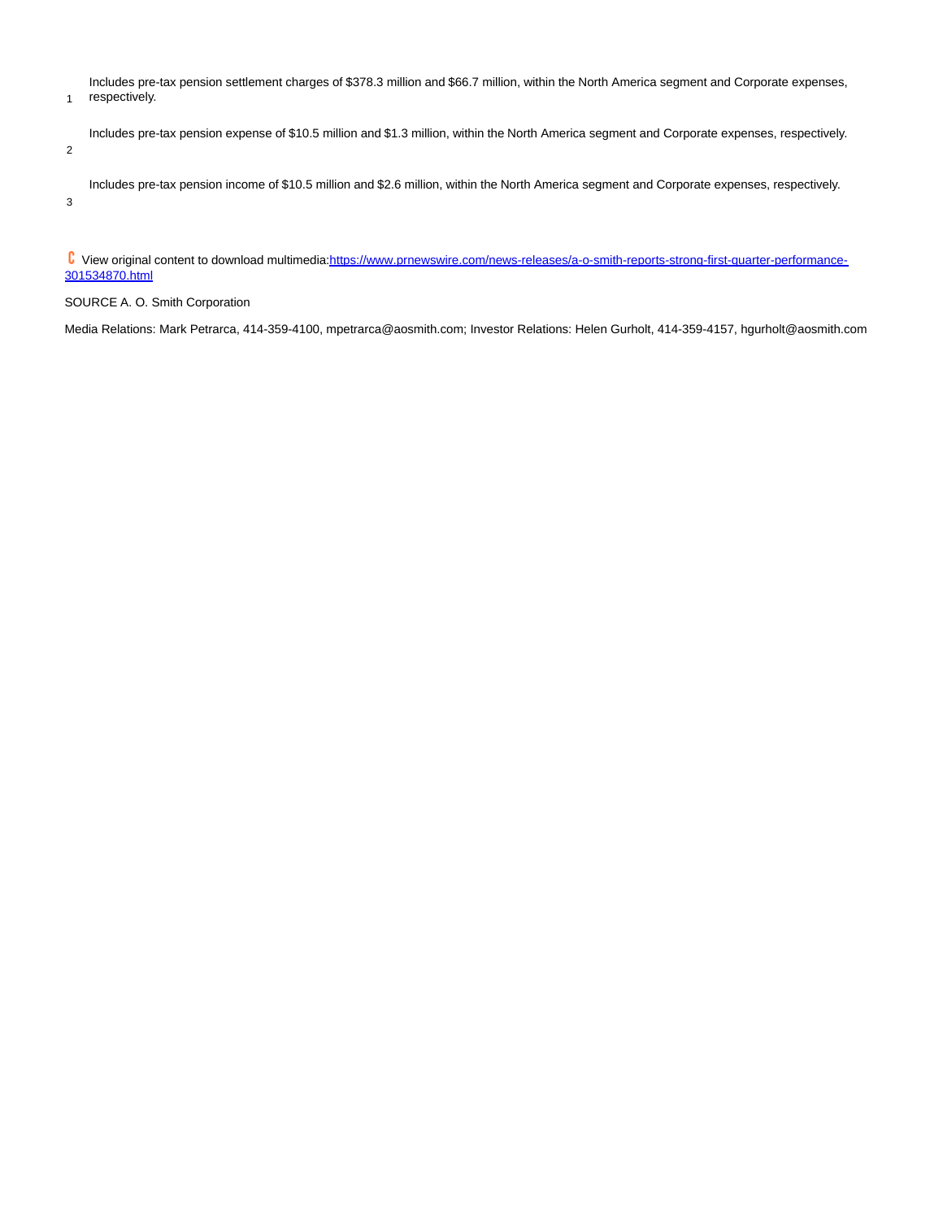[1] Includes pre-tax pension settlement charges of $378.3 million and $66.7 million, within the North America segment and Corporate expenses, respectively.

[2] Includes pre-tax pension expense of $10.5 million and $1.3 million, within the North America segment and Corporate expenses, respectively.

[3] Includes pre-tax pension income of $10.5 million and $2.6 million, within the North America segment and Corporate expenses, respectively.

View original content to download multimedia:https://www.prnewswire.com/news-releases/a-o-smith-reports-strong-first-quarter-performance-301534870.html

SOURCE A. O. Smith Corporation

Media Relations: Mark Petrarca, 414-359-4100, mpetrarca@aosmith.com; Investor Relations: Helen Gurholt, 414-359-4157, hgurholt@aosmith.com